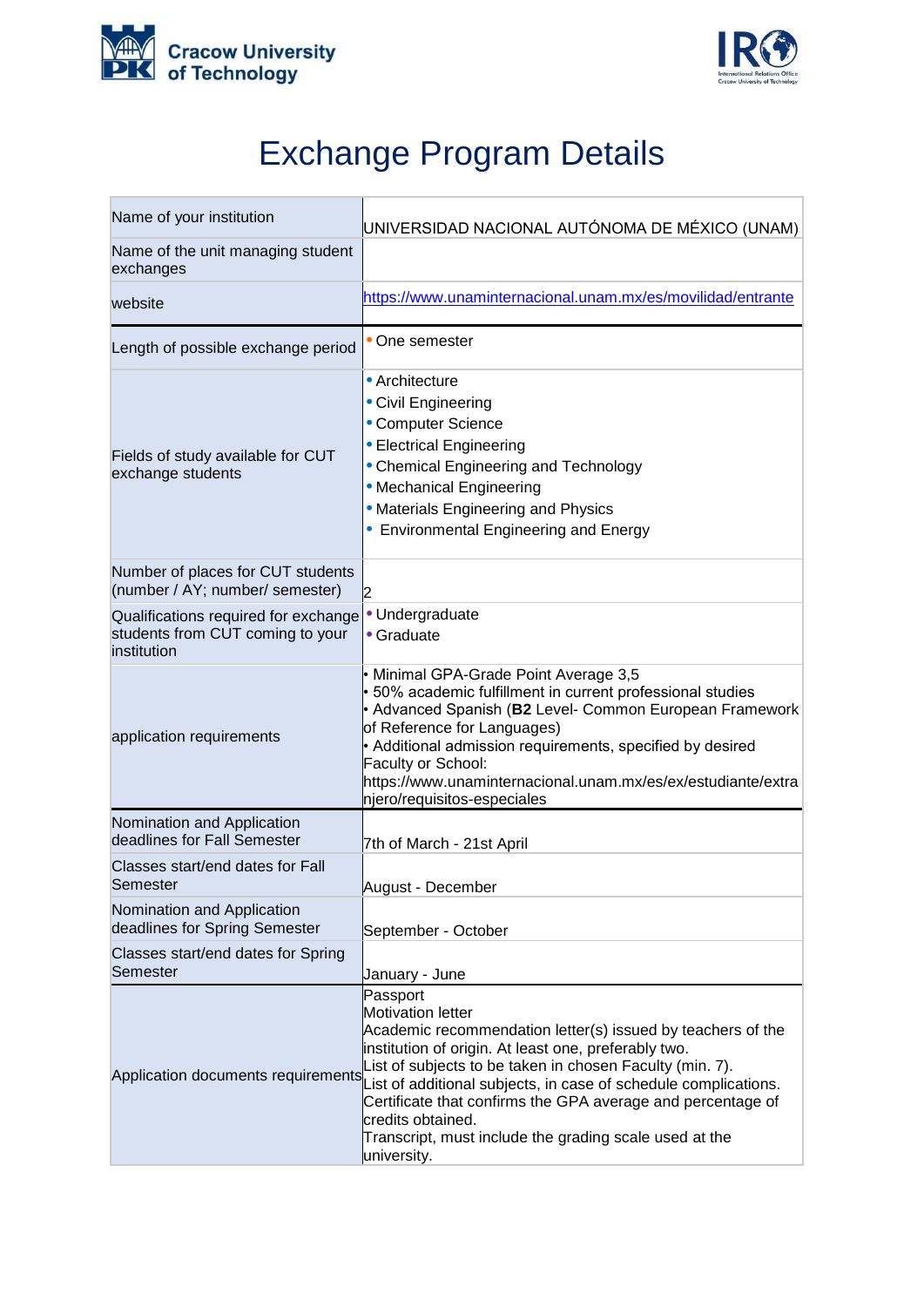Cracow University of Technology

# Exchange Program Details

| Name of your institution | UNIVERSIDAD NACIONAL AUTÓNOMA DE MÉXICO (UNAM) |
|---|---|
| Name of the unit managing student exchanges | |
| website | https://www.unaminternacional.unam.mx/es/movilidad/entrante |
| Length of possible exchange period | • One semester |
| Fields of study available for CUT exchange students | • Architecture<br>• Civil Engineering<br>• Computer Science<br>• Electrical Engineering<br>• Chemical Engineering and Technology<br>• Mechanical Engineering<br>• Materials Engineering and Physics<br>• Environmental Engineering and Energy |
| Number of places for CUT students (number / AY; number/ semester) | 2 |
| Qualifications required for exchange students from CUT coming to your institution | • Undergraduate<br>• Graduate |
| application requirements | • Minimal GPA-Grade Point Average 3,5<br>• 50% academic fulfillment in current professional studies<br>• Advanced Spanish (**B2** Level- Common European Framework of Reference for Languages)<br>• Additional admission requirements, specified by desired Faculty or School: https://www.unaminternacional.unam.mx/es/ex/estudiante/extranjero/requisitos-especiales |
| Nomination and Application deadlines for Fall Semester | 7th of March - 21st April |
| Classes start/end dates for Fall Semester | August - December |
| Nomination and Application deadlines for Spring Semester | September - October |
| Classes start/end dates for Spring Semester | January - June |
| Application documents requirements | Passport<br>Motivation letter<br>Academic recommendation letter(s) issued by teachers of the institution of origin. At least one, preferably two.<br>List of subjects to be taken in chosen Faculty (min. 7).<br>List of additional subjects, in case of schedule complications.<br>Certificate that confirms the GPA average and percentage of credits obtained.<br>Transcript, must include the grading scale used at the university. |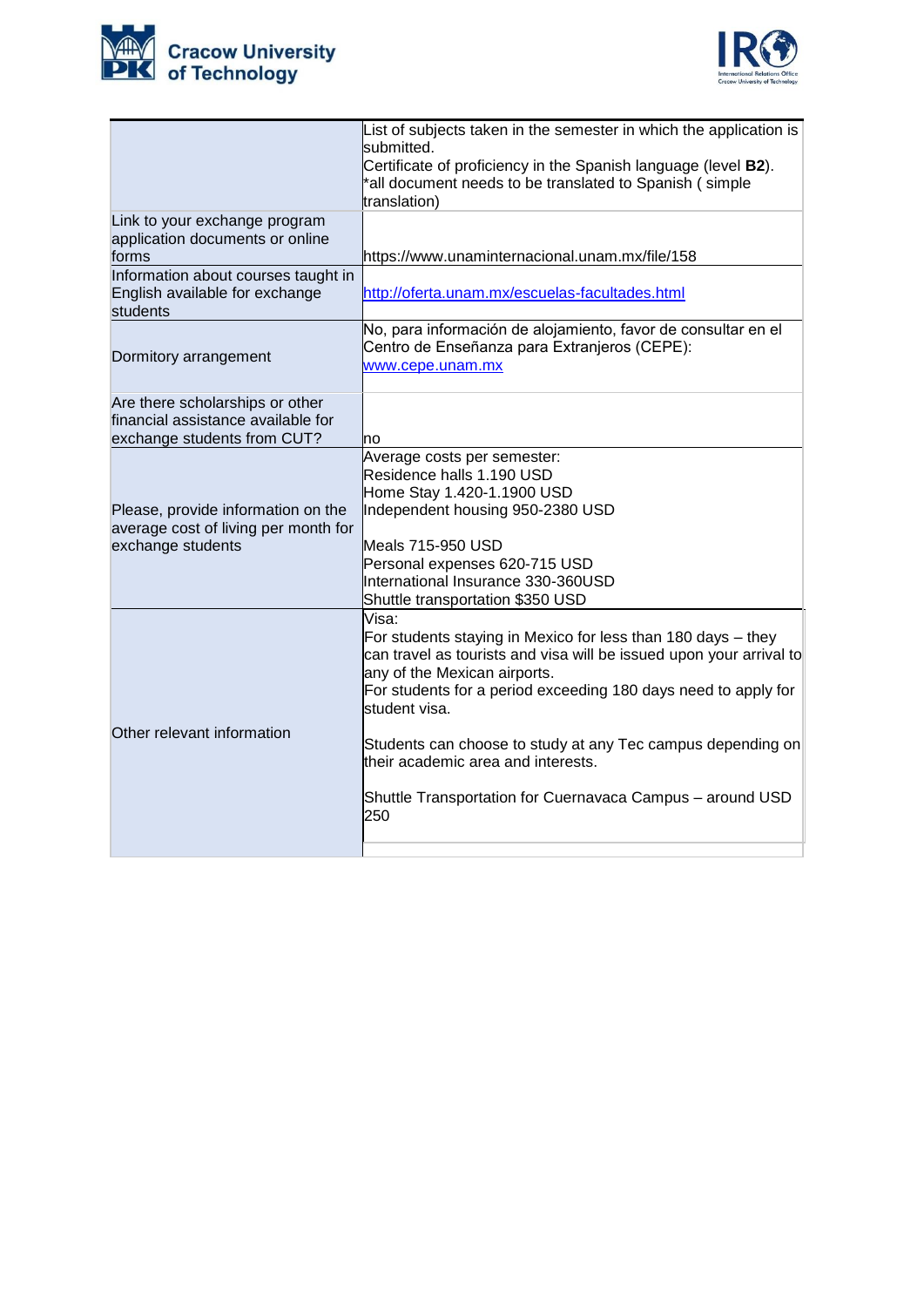| | |
|---|---|
| | List of subjects taken in the semester in which the application is submitted.<br>Certificate of proficiency in the Spanish language (level **B2**).<br>*all document needs to be translated to Spanish ( simple translation) |
| Link to your exchange program application documents or online forms | https://www.unaminternacional.unam.mx/file/158 |
| Information about courses taught in English available for exchange students | http://oferta.unam.mx/escuelas-facultades.html |
| Dormitory arrangement | No, para información de alojamiento, favor de consultar en el Centro de Enseñanza para Extranjeros (CEPE): www.cepe.unam.mx |
| Are there scholarships or other financial assistance available for exchange students from CUT? | no |
| Please, provide information on the average cost of living per month for exchange students | Average costs per semester:<br>Residence halls 1.190 USD<br>Home Stay 1.420-1.1900 USD<br>Independent housing 950-2380 USD<br><br>Meals 715-950 USD<br>Personal expenses 620-715 USD<br>International Insurance 330-360USD<br>Shuttle transportation $350 USD |
| Other relevant information | Visa:<br>For students staying in Mexico for less than 180 days – they can travel as tourists and visa will be issued upon your arrival to any of the Mexican airports.<br>For students for a period exceeding 180 days need to apply for student visa.<br><br>Students can choose to study at any Tec campus depending on their academic area and interests.<br><br>Shuttle Transportation for Cuernavaca Campus – around USD 250 |